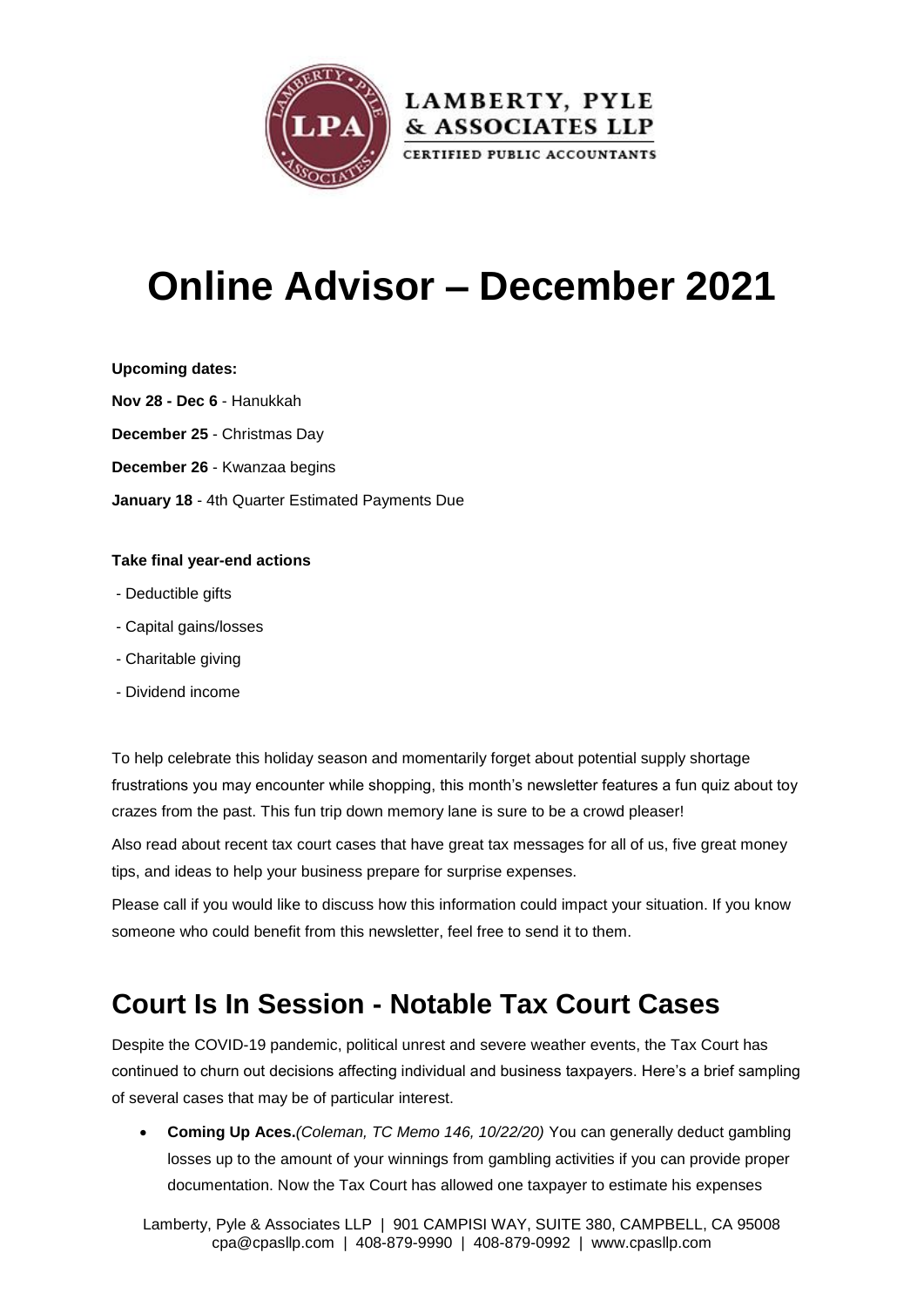# Online Advisor – December 2021

**Upcoming dates:**

**Nov 28 - Dec 6** - Hanukkah

**December 25** - Christmas Day

**December 26** - Kwanzaa begins

**January 18** - 4th Quarter Estimated Payments Due

**Take final year-end actions**

- Deductible gifts
- Capital gains/losses
- Charitable giving
- Dividend income

To help celebrate this holiday season and momentarily forget about potential supply shortage frustrations you may encounter while shopping, this month's newsletter features a fun quiz about toy crazes from the past. This fun trip down memory lane is sure to be a crowd pleaser!

Also read about recent tax court cases that have great tax messages for all of us, five great money tips, and ideas to help your business prepare for surprise expenses.

Please call if you would like to discuss how this information could impact your situation. If you know someone who could benefit from this newsletter, feel free to send it to them.

## Court Is In Session - Notable Tax Court Cases

Despite the COVID-19 pandemic, political unrest and severe weather events, the Tax Court has continued to churn out decisions affecting individual and business taxpayers. Here's a brief sampling of several cases that may be of particular interest.

- **Coming Up Aces.***(Coleman, TC Memo 146, 10/22/20)* You can generally deduct gambling losses up to the amount of your winnings from gambling activities if you can provide proper documentation. Now the Tax Court has allowed one taxpayer to estimate his expenses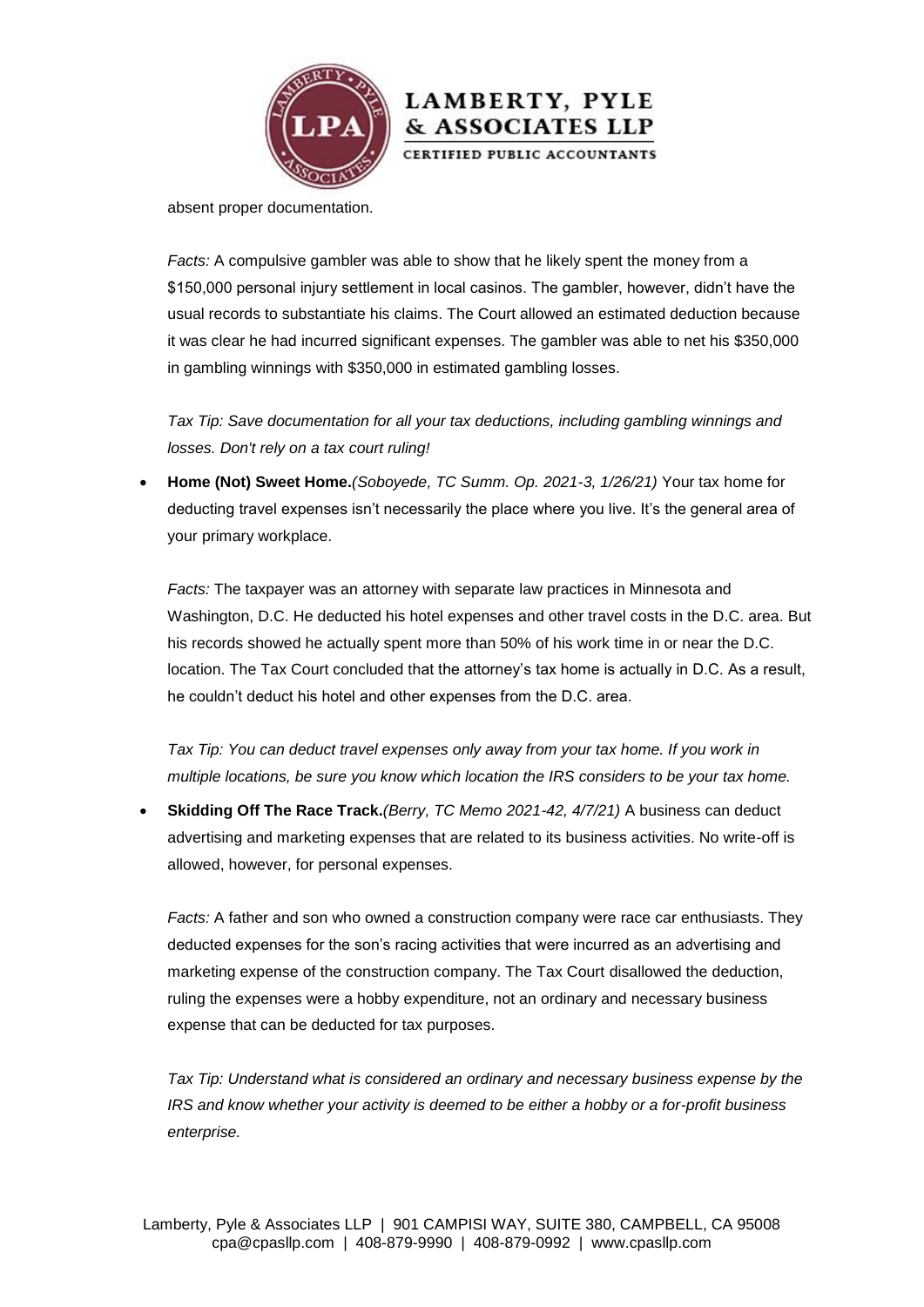absent proper documentation.

*Facts:* A compulsive gambler was able to show that he likely spent the money from a $150,000 personal injury settlement in local casinos. The gambler, however, didn't have the usual records to substantiate his claims. The Court allowed an estimated deduction because it was clear he had incurred significant expenses. The gambler was able to net his $350,000 in gambling winnings with $350,000 in estimated gambling losses.

*Tax Tip: Save documentation for all your tax deductions, including gambling winnings and losses. Don't rely on a tax court ruling!*

- **Home (Not) Sweet Home.***(Soboyede, TC Summ. Op. 2021-3, 1/26/21)* Your tax home for deducting travel expenses isn't necessarily the place where you live. It's the general area of your primary workplace.

  *Facts:* The taxpayer was an attorney with separate law practices in Minnesota and Washington, D.C. He deducted his hotel expenses and other travel costs in the D.C. area. But his records showed he actually spent more than 50% of his work time in or near the D.C. location. The Tax Court concluded that the attorney's tax home is actually in D.C. As a result, he couldn't deduct his hotel and other expenses from the D.C. area.

  *Tax Tip: You can deduct travel expenses only away from your tax home. If you work in multiple locations, be sure you know which location the IRS considers to be your tax home.*

- **Skidding Off The Race Track.***(Berry, TC Memo 2021-42, 4/7/21)* A business can deduct advertising and marketing expenses that are related to its business activities. No write-off is allowed, however, for personal expenses.

  *Facts:* A father and son who owned a construction company were race car enthusiasts. They deducted expenses for the son's racing activities that were incurred as an advertising and marketing expense of the construction company. The Tax Court disallowed the deduction, ruling the expenses were a hobby expenditure, not an ordinary and necessary business expense that can be deducted for tax purposes.

  *Tax Tip: Understand what is considered an ordinary and necessary business expense by the IRS and know whether your activity is deemed to be either a hobby or a for-profit business enterprise.*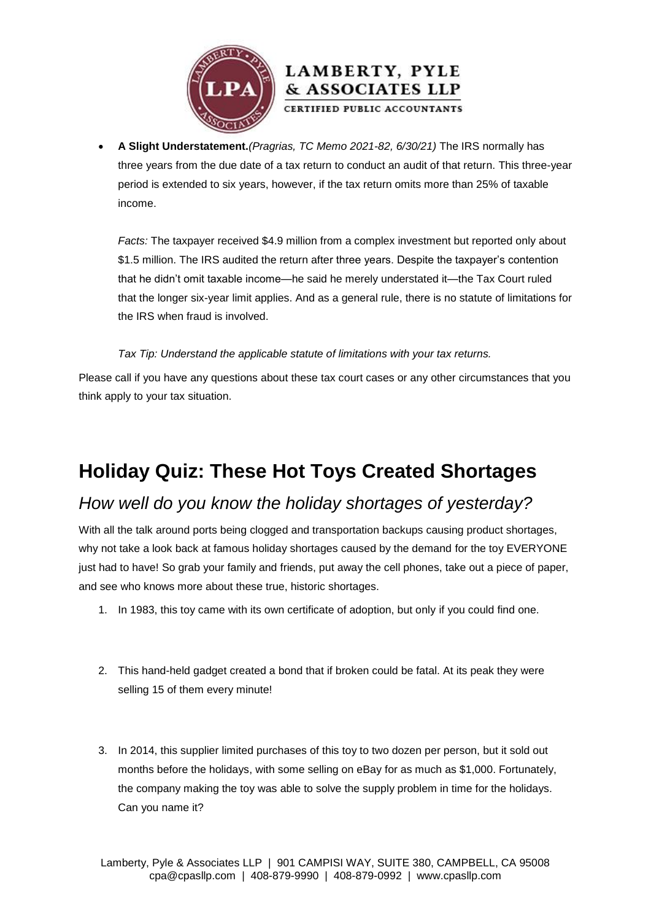- **A Slight Understatement.** *(Pragrias, TC Memo 2021-82, 6/30/21)* The IRS normally has three years from the due date of a tax return to conduct an audit of that return. This three-year period is extended to six years, however, if the tax return omits more than 25% of taxable income.

  *Facts:* The taxpayer received $4.9 million from a complex investment but reported only about $1.5 million. The IRS audited the return after three years. Despite the taxpayer's contention that he didn't omit taxable income—he said he merely understated it—the Tax Court ruled that the longer six-year limit applies. And as a general rule, there is no statute of limitations for the IRS when fraud is involved.

  *Tax Tip: Understand the applicable statute of limitations with your tax returns.*

Please call if you have any questions about these tax court cases or any other circumstances that you think apply to your tax situation.

# Holiday Quiz: These Hot Toys Created Shortages

## *How well do you know the holiday shortages of yesterday?*

With all the talk around ports being clogged and transportation backups causing product shortages, why not take a look back at famous holiday shortages caused by the demand for the toy EVERYONE just had to have! So grab your family and friends, put away the cell phones, take out a piece of paper, and see who knows more about these true, historic shortages.

1. In 1983, this toy came with its own certificate of adoption, but only if you could find one.

2. This hand-held gadget created a bond that if broken could be fatal. At its peak they were selling 15 of them every minute!

3. In 2014, this supplier limited purchases of this toy to two dozen per person, but it sold out months before the holidays, with some selling on eBay for as much as $1,000. Fortunately, the company making the toy was able to solve the supply problem in time for the holidays. Can you name it?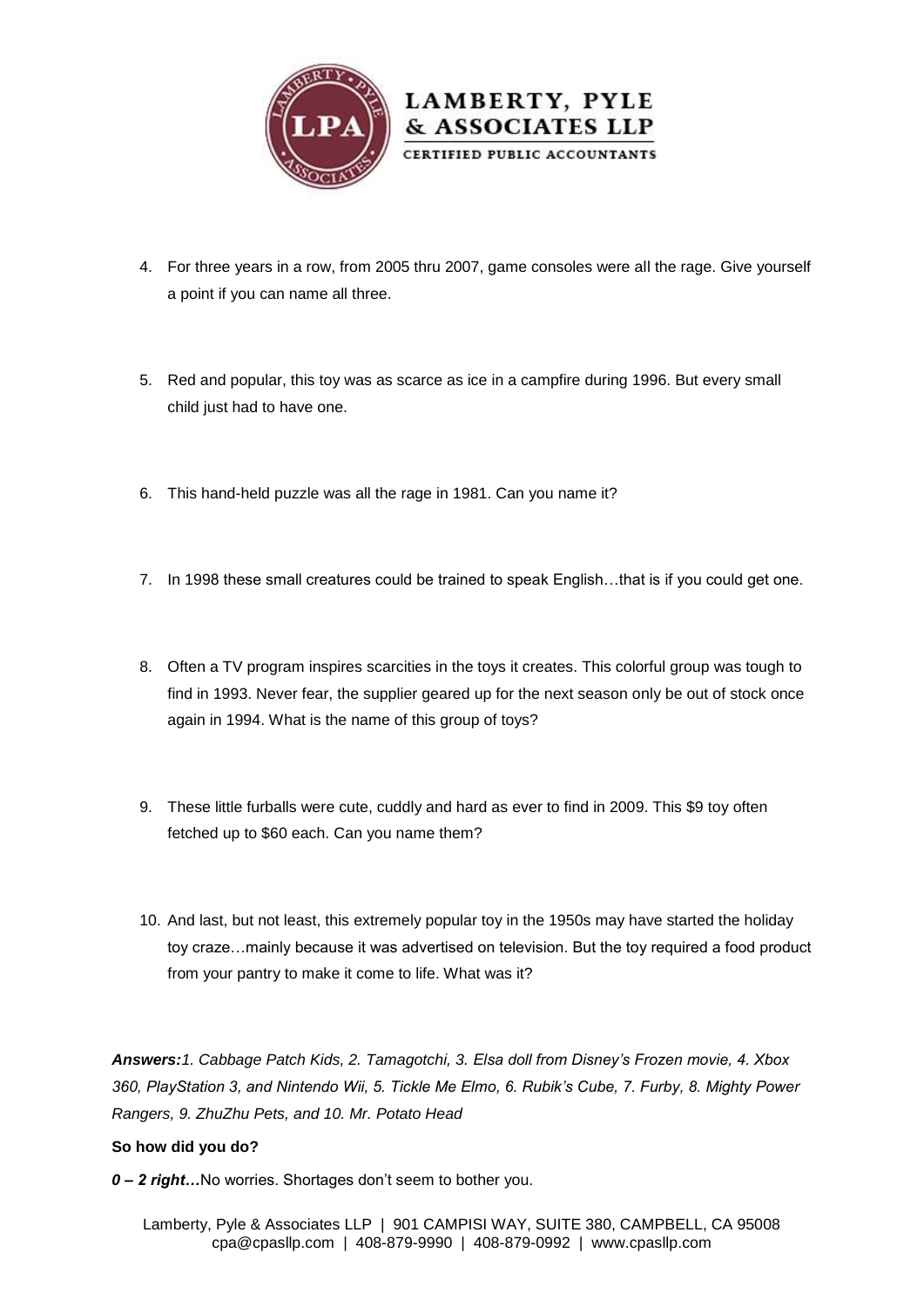4. For three years in a row, from 2005 thru 2007, game consoles were all the rage. Give yourself a point if you can name all three.

5. Red and popular, this toy was as scarce as ice in a campfire during 1996. But every small child just had to have one.

6. This hand-held puzzle was all the rage in 1981. Can you name it?

7. In 1998 these small creatures could be trained to speak English…that is if you could get one.

8. Often a TV program inspires scarcities in the toys it creates. This colorful group was tough to find in 1993. Never fear, the supplier geared up for the next season only be out of stock once again in 1994. What is the name of this group of toys?

9. These little furballs were cute, cuddly and hard as ever to find in 2009. This $9 toy often fetched up to $60 each. Can you name them?

10. And last, but not least, this extremely popular toy in the 1950s may have started the holiday toy craze…mainly because it was advertised on television. But the toy required a food product from your pantry to make it come to life. What was it?

***Answers:****1. Cabbage Patch Kids, 2. Tamagotchi, 3. Elsa doll from Disney's Frozen movie, 4. Xbox 360, PlayStation 3, and Nintendo Wii, 5. Tickle Me Elmo, 6. Rubik's Cube, 7. Furby, 8. Mighty Power Rangers, 9. ZhuZhu Pets, and 10. Mr. Potato Head*

**So how did you do?**

***0 – 2 right…***No worries. Shortages don't seem to bother you.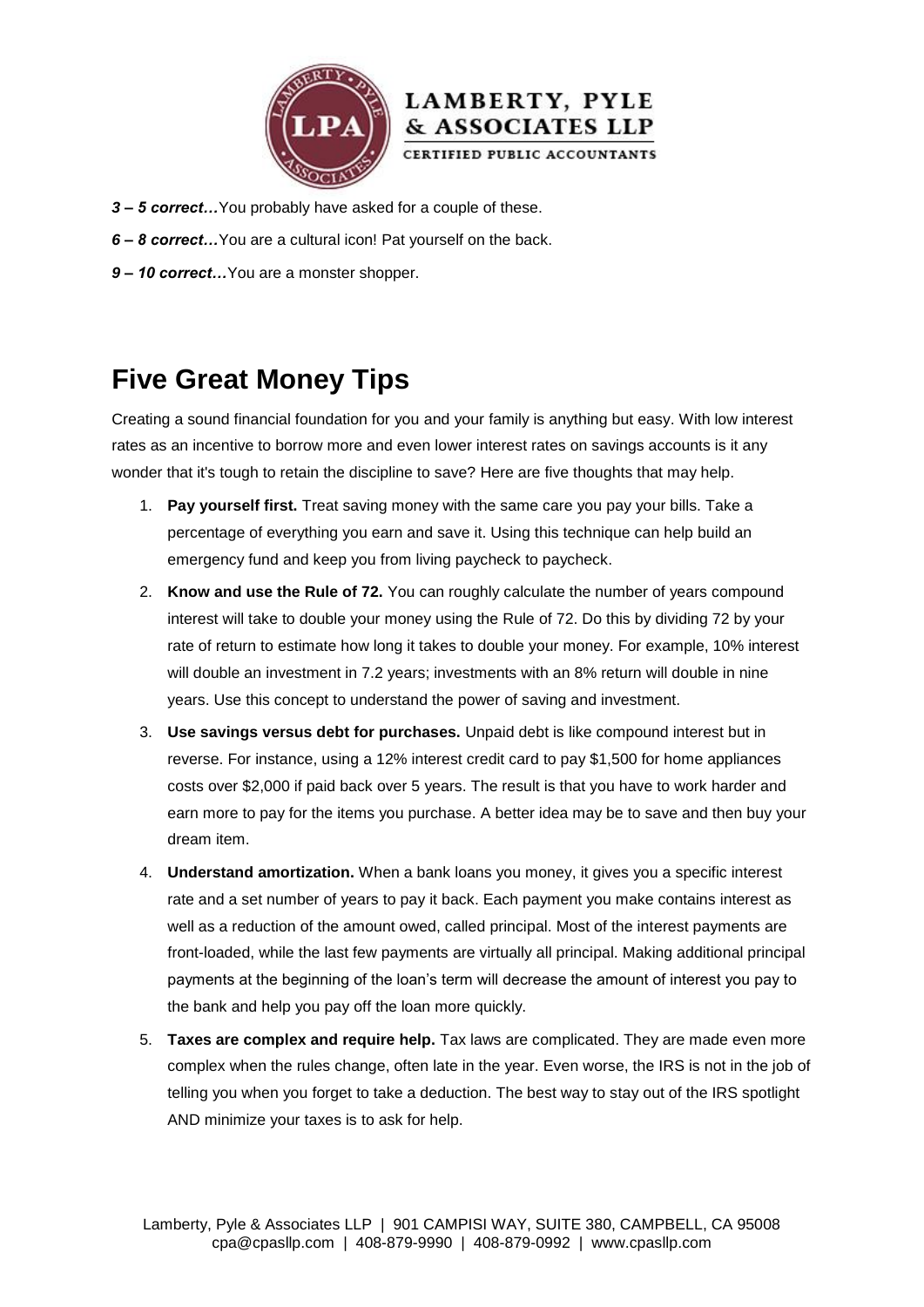*3 – 5 correct…*You probably have asked for a couple of these.

*6 – 8 correct…*You are a cultural icon! Pat yourself on the back.

*9 – 10 correct…*You are a monster shopper.

## Five Great Money Tips

Creating a sound financial foundation for you and your family is anything but easy. With low interest rates as an incentive to borrow more and even lower interest rates on savings accounts is it any wonder that it's tough to retain the discipline to save? Here are five thoughts that may help.

1. **Pay yourself first.** Treat saving money with the same care you pay your bills. Take a percentage of everything you earn and save it. Using this technique can help build an emergency fund and keep you from living paycheck to paycheck.
2. **Know and use the Rule of 72.** You can roughly calculate the number of years compound interest will take to double your money using the Rule of 72. Do this by dividing 72 by your rate of return to estimate how long it takes to double your money. For example, 10% interest will double an investment in 7.2 years; investments with an 8% return will double in nine years. Use this concept to understand the power of saving and investment.
3. **Use savings versus debt for purchases.** Unpaid debt is like compound interest but in reverse. For instance, using a 12% interest credit card to pay $1,500 for home appliances costs over $2,000 if paid back over 5 years. The result is that you have to work harder and earn more to pay for the items you purchase. A better idea may be to save and then buy your dream item.
4. **Understand amortization.** When a bank loans you money, it gives you a specific interest rate and a set number of years to pay it back. Each payment you make contains interest as well as a reduction of the amount owed, called principal. Most of the interest payments are front-loaded, while the last few payments are virtually all principal. Making additional principal payments at the beginning of the loan's term will decrease the amount of interest you pay to the bank and help you pay off the loan more quickly.
5. **Taxes are complex and require help.** Tax laws are complicated. They are made even more complex when the rules change, often late in the year. Even worse, the IRS is not in the job of telling you when you forget to take a deduction. The best way to stay out of the IRS spotlight AND minimize your taxes is to ask for help.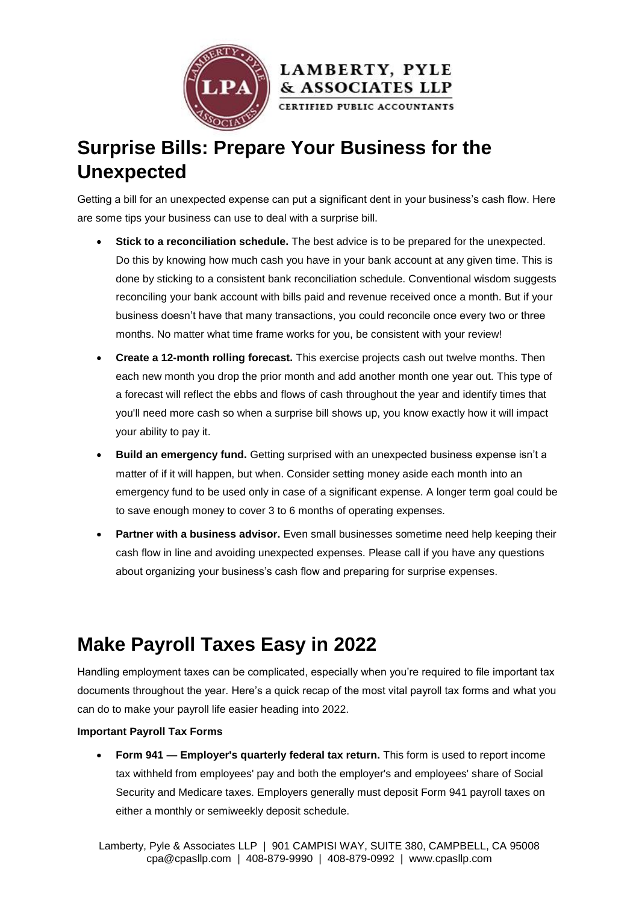# Surprise Bills: Prepare Your Business for the Unexpected

Getting a bill for an unexpected expense can put a significant dent in your business's cash flow. Here are some tips your business can use to deal with a surprise bill.

- **Stick to a reconciliation schedule.** The best advice is to be prepared for the unexpected. Do this by knowing how much cash you have in your bank account at any given time. This is done by sticking to a consistent bank reconciliation schedule. Conventional wisdom suggests reconciling your bank account with bills paid and revenue received once a month. But if your business doesn't have that many transactions, you could reconcile once every two or three months. No matter what time frame works for you, be consistent with your review!
- **Create a 12-month rolling forecast.** This exercise projects cash out twelve months. Then each new month you drop the prior month and add another month one year out. This type of a forecast will reflect the ebbs and flows of cash throughout the year and identify times that you'll need more cash so when a surprise bill shows up, you know exactly how it will impact your ability to pay it.
- **Build an emergency fund.** Getting surprised with an unexpected business expense isn't a matter of if it will happen, but when. Consider setting money aside each month into an emergency fund to be used only in case of a significant expense. A longer term goal could be to save enough money to cover 3 to 6 months of operating expenses.
- **Partner with a business advisor.** Even small businesses sometime need help keeping their cash flow in line and avoiding unexpected expenses. Please call if you have any questions about organizing your business's cash flow and preparing for surprise expenses.

# Make Payroll Taxes Easy in 2022

Handling employment taxes can be complicated, especially when you're required to file important tax documents throughout the year. Here's a quick recap of the most vital payroll tax forms and what you can do to make your payroll life easier heading into 2022.

**Important Payroll Tax Forms**

- **Form 941 — Employer's quarterly federal tax return.** This form is used to report income tax withheld from employees' pay and both the employer's and employees' share of Social Security and Medicare taxes. Employers generally must deposit Form 941 payroll taxes on either a monthly or semiweekly deposit schedule.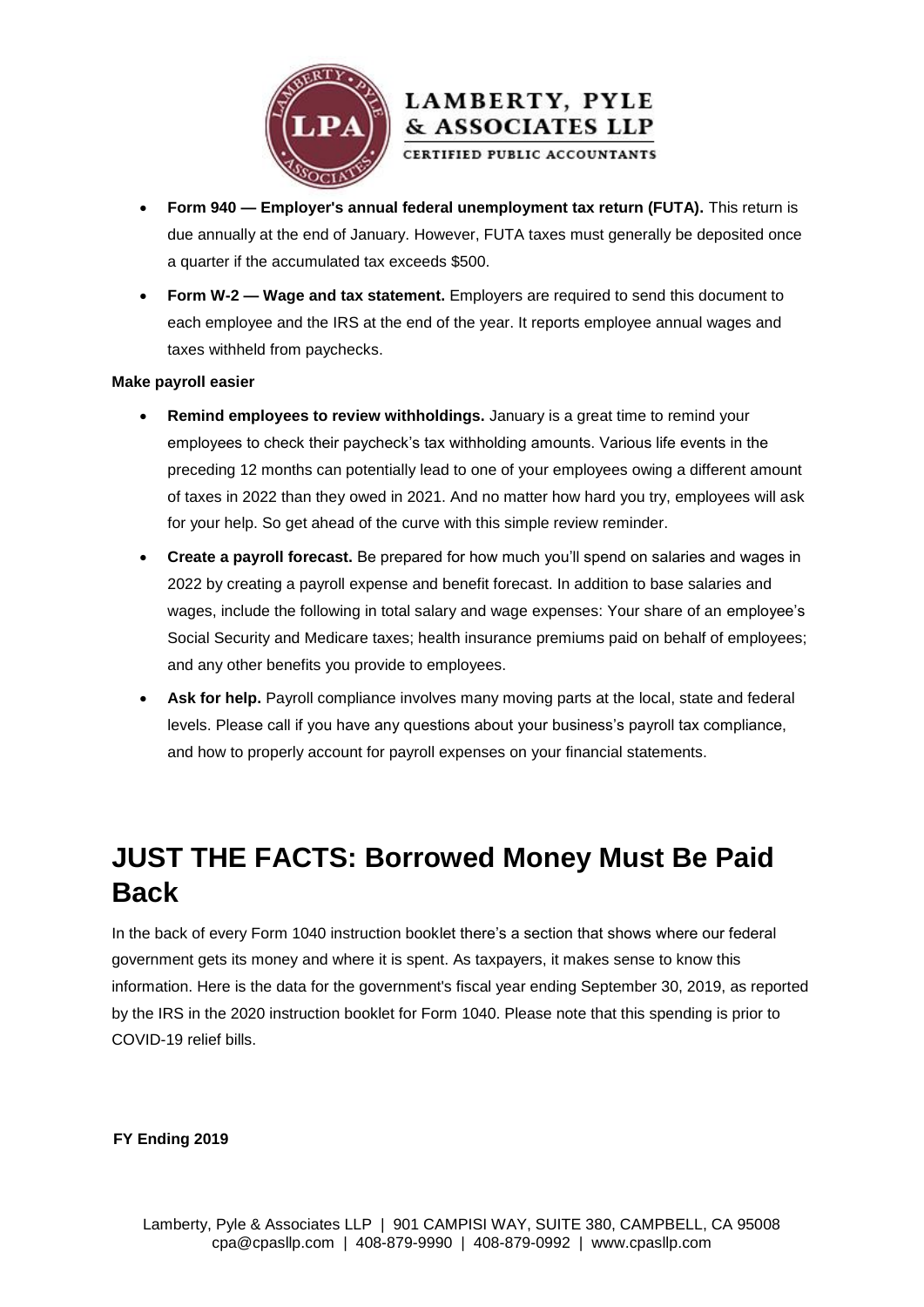- **Form 940 — Employer's annual federal unemployment tax return (FUTA).** This return is due annually at the end of January. However, FUTA taxes must generally be deposited once a quarter if the accumulated tax exceeds $500.
- **Form W-2 — Wage and tax statement.** Employers are required to send this document to each employee and the IRS at the end of the year. It reports employee annual wages and taxes withheld from paychecks.

**Make payroll easier**

- **Remind employees to review withholdings.** January is a great time to remind your employees to check their paycheck's tax withholding amounts. Various life events in the preceding 12 months can potentially lead to one of your employees owing a different amount of taxes in 2022 than they owed in 2021. And no matter how hard you try, employees will ask for your help. So get ahead of the curve with this simple review reminder.
- **Create a payroll forecast.** Be prepared for how much you'll spend on salaries and wages in 2022 by creating a payroll expense and benefit forecast. In addition to base salaries and wages, include the following in total salary and wage expenses: Your share of an employee's Social Security and Medicare taxes; health insurance premiums paid on behalf of employees; and any other benefits you provide to employees.
- **Ask for help.** Payroll compliance involves many moving parts at the local, state and federal levels. Please call if you have any questions about your business's payroll tax compliance, and how to properly account for payroll expenses on your financial statements.

# JUST THE FACTS: Borrowed Money Must Be Paid Back

In the back of every Form 1040 instruction booklet there's a section that shows where our federal government gets its money and where it is spent. As taxpayers, it makes sense to know this information. Here is the data for the government's fiscal year ending September 30, 2019, as reported by the IRS in the 2020 instruction booklet for Form 1040. Please note that this spending is prior to COVID-19 relief bills.

**FY Ending 2019**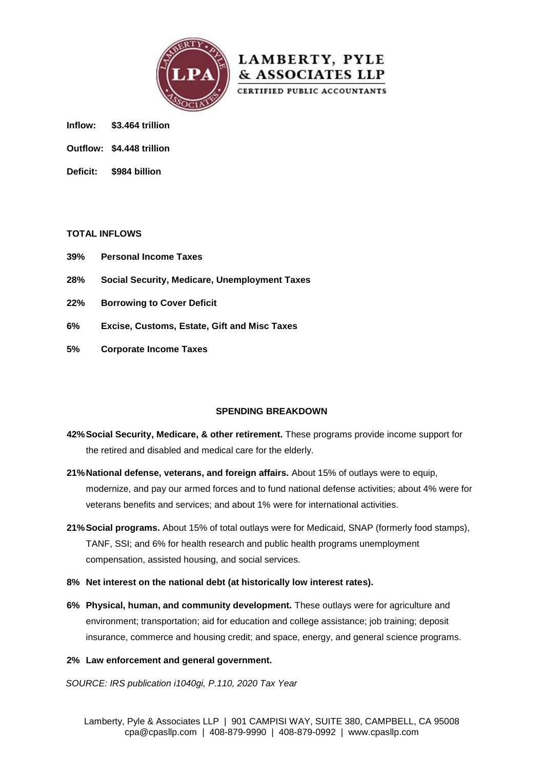**LAMBERTY, PYLE & ASSOCIATES LLP**
CERTIFIED PUBLIC ACCOUNTANTS

**Inflow:** **$3.464 trillion**

**Outflow:** **$4.448 trillion**

**Deficit:** **$984 billion**

**TOTAL INFLOWS**

**39%** **Personal Income Taxes**

**28%** **Social Security, Medicare, Unemployment Taxes**

**22%** **Borrowing to Cover Deficit**

**6%** **Excise, Customs, Estate, Gift and Misc Taxes**

**5%** **Corporate Income Taxes**

**SPENDING BREAKDOWN**

**42% Social Security, Medicare, & other retirement.** These programs provide income support for the retired and disabled and medical care for the elderly.

**21% National defense, veterans, and foreign affairs.** About 15% of outlays were to equip, modernize, and pay our armed forces and to fund national defense activities; about 4% were for veterans benefits and services; and about 1% were for international activities.

**21% Social programs.** About 15% of total outlays were for Medicaid, SNAP (formerly food stamps), TANF, SSI; and 6% for health research and public health programs unemployment compensation, assisted housing, and social services.

**8% Net interest on the national debt (at historically low interest rates).**

**6% Physical, human, and community development.** These outlays were for agriculture and environment; transportation; aid for education and college assistance; job training; deposit insurance, commerce and housing credit; and space, energy, and general science programs.

**2% Law enforcement and general government.**

*SOURCE: IRS publication i1040gi, P.110, 2020 Tax Year*

Lamberty, Pyle & Associates LLP | 901 CAMPISI WAY, SUITE 380, CAMPBELL, CA 95008
cpa@cpasllp.com | 408-879-9990 | 408-879-0992 | www.cpasllp.com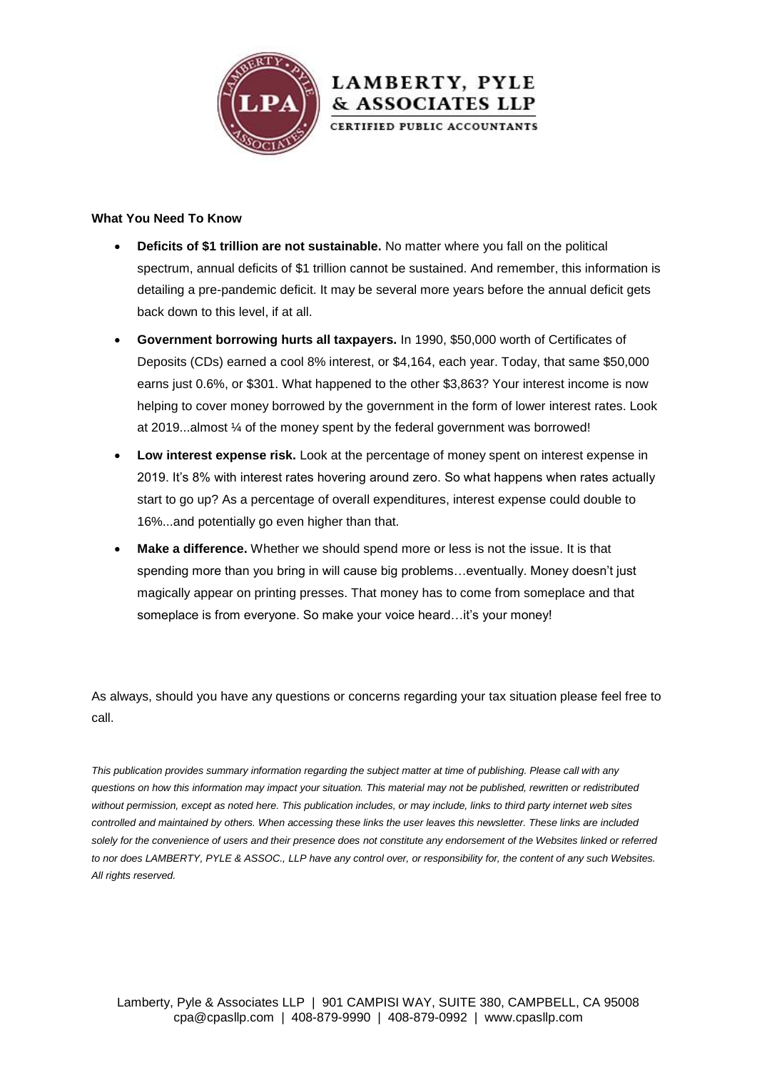**What You Need To Know**

- **Deficits of $1 trillion are not sustainable.** No matter where you fall on the political spectrum, annual deficits of $1 trillion cannot be sustained. And remember, this information is detailing a pre-pandemic deficit. It may be several more years before the annual deficit gets back down to this level, if at all.
- **Government borrowing hurts all taxpayers.** In 1990, $50,000 worth of Certificates of Deposits (CDs) earned a cool 8% interest, or $4,164, each year. Today, that same $50,000 earns just 0.6%, or $301. What happened to the other $3,863? Your interest income is now helping to cover money borrowed by the government in the form of lower interest rates. Look at 2019...almost ¼ of the money spent by the federal government was borrowed!
- **Low interest expense risk.** Look at the percentage of money spent on interest expense in 2019. It's 8% with interest rates hovering around zero. So what happens when rates actually start to go up? As a percentage of overall expenditures, interest expense could double to 16%...and potentially go even higher than that.
- **Make a difference.** Whether we should spend more or less is not the issue. It is that spending more than you bring in will cause big problems…eventually. Money doesn't just magically appear on printing presses. That money has to come from someplace and that someplace is from everyone. So make your voice heard…it's your money!

As always, should you have any questions or concerns regarding your tax situation please feel free to call.

*This publication provides summary information regarding the subject matter at time of publishing. Please call with any questions on how this information may impact your situation. This material may not be published, rewritten or redistributed without permission, except as noted here. This publication includes, or may include, links to third party internet web sites controlled and maintained by others. When accessing these links the user leaves this newsletter. These links are included solely for the convenience of users and their presence does not constitute any endorsement of the Websites linked or referred to nor does LAMBERTY, PYLE & ASSOC., LLP have any control over, or responsibility for, the content of any such Websites. All rights reserved.*